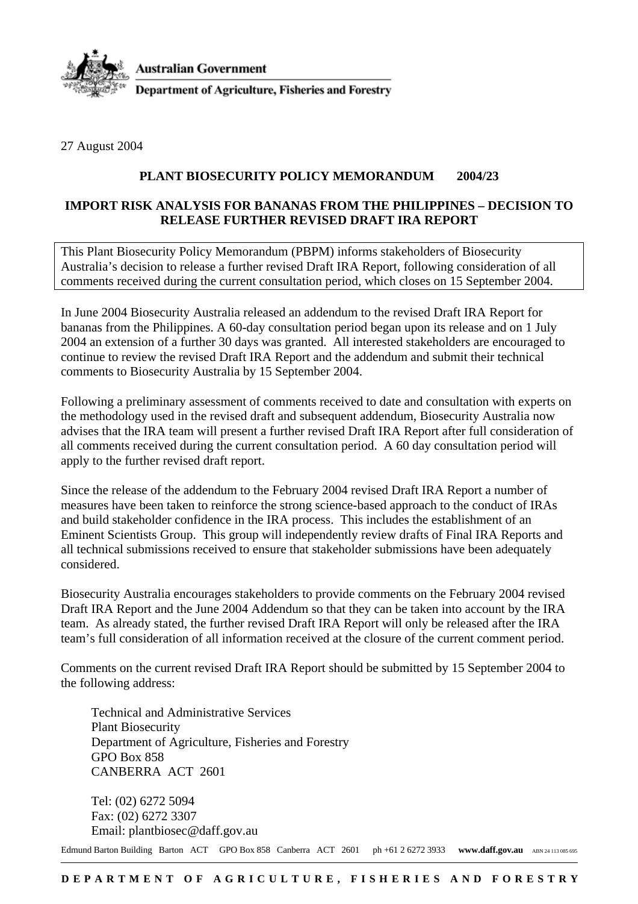Australian Government

Department of Agriculture, Fisheries and Forestry

27 August 2004

**PLANT BIOSECURITY POLICY MEMORANDUM 2004/23**

**IMPORT RISK ANALYSIS FOR BANANAS FROM THE PHILIPPINES – DECISION TO RELEASE FURTHER REVISED DRAFT IRA REPORT**

This Plant Biosecurity Policy Memorandum (PBPM) informs stakeholders of Biosecurity Australia's decision to release a further revised Draft IRA Report, following consideration of all comments received during the current consultation period, which closes on 15 September 2004.

In June 2004 Biosecurity Australia released an addendum to the revised Draft IRA Report for bananas from the Philippines. A 60-day consultation period began upon its release and on 1 July 2004 an extension of a further 30 days was granted. All interested stakeholders are encouraged to continue to review the revised Draft IRA Report and the addendum and submit their technical comments to Biosecurity Australia by 15 September 2004.

Following a preliminary assessment of comments received to date and consultation with experts on the methodology used in the revised draft and subsequent addendum, Biosecurity Australia now advises that the IRA team will present a further revised Draft IRA Report after full consideration of all comments received during the current consultation period. A 60 day consultation period will apply to the further revised draft report.

Since the release of the addendum to the February 2004 revised Draft IRA Report a number of measures have been taken to reinforce the strong science-based approach to the conduct of IRAs and build stakeholder confidence in the IRA process. This includes the establishment of an Eminent Scientists Group. This group will independently review drafts of Final IRA Reports and all technical submissions received to ensure that stakeholder submissions have been adequately considered.

Biosecurity Australia encourages stakeholders to provide comments on the February 2004 revised Draft IRA Report and the June 2004 Addendum so that they can be taken into account by the IRA team. As already stated, the further revised Draft IRA Report will only be released after the IRA team's full consideration of all information received at the closure of the current comment period.

Comments on the current revised Draft IRA Report should be submitted by 15 September 2004 to the following address:

Technical and Administrative Services
Plant Biosecurity
Department of Agriculture, Fisheries and Forestry
GPO Box 858
CANBERRA ACT 2601

Tel: (02) 6272 5094
Fax: (02) 6272 3307
Email: plantbiosec@daff.gov.au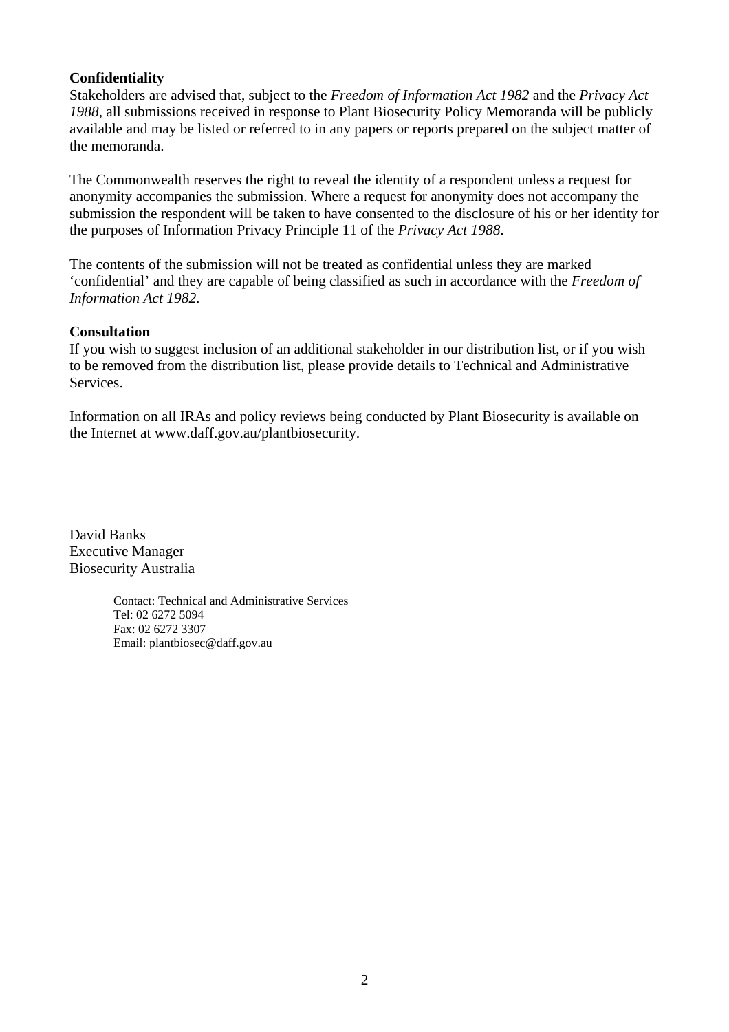**Confidentiality**

Stakeholders are advised that, subject to the *Freedom of Information Act 1982* and the *Privacy Act 1988*, all submissions received in response to Plant Biosecurity Policy Memoranda will be publicly available and may be listed or referred to in any papers or reports prepared on the subject matter of the memoranda.

The Commonwealth reserves the right to reveal the identity of a respondent unless a request for anonymity accompanies the submission. Where a request for anonymity does not accompany the submission the respondent will be taken to have consented to the disclosure of his or her identity for the purposes of Information Privacy Principle 11 of the *Privacy Act 1988*.

The contents of the submission will not be treated as confidential unless they are marked 'confidential' and they are capable of being classified as such in accordance with the *Freedom of Information Act 1982*.

**Consultation**

If you wish to suggest inclusion of an additional stakeholder in our distribution list, or if you wish to be removed from the distribution list, please provide details to Technical and Administrative Services.

Information on all IRAs and policy reviews being conducted by Plant Biosecurity is available on the Internet at www.daff.gov.au/plantbiosecurity.

David Banks
Executive Manager
Biosecurity Australia

Contact: Technical and Administrative Services
Tel: 02 6272 5094
Fax: 02 6272 3307
Email: plantbiosec@daff.gov.au